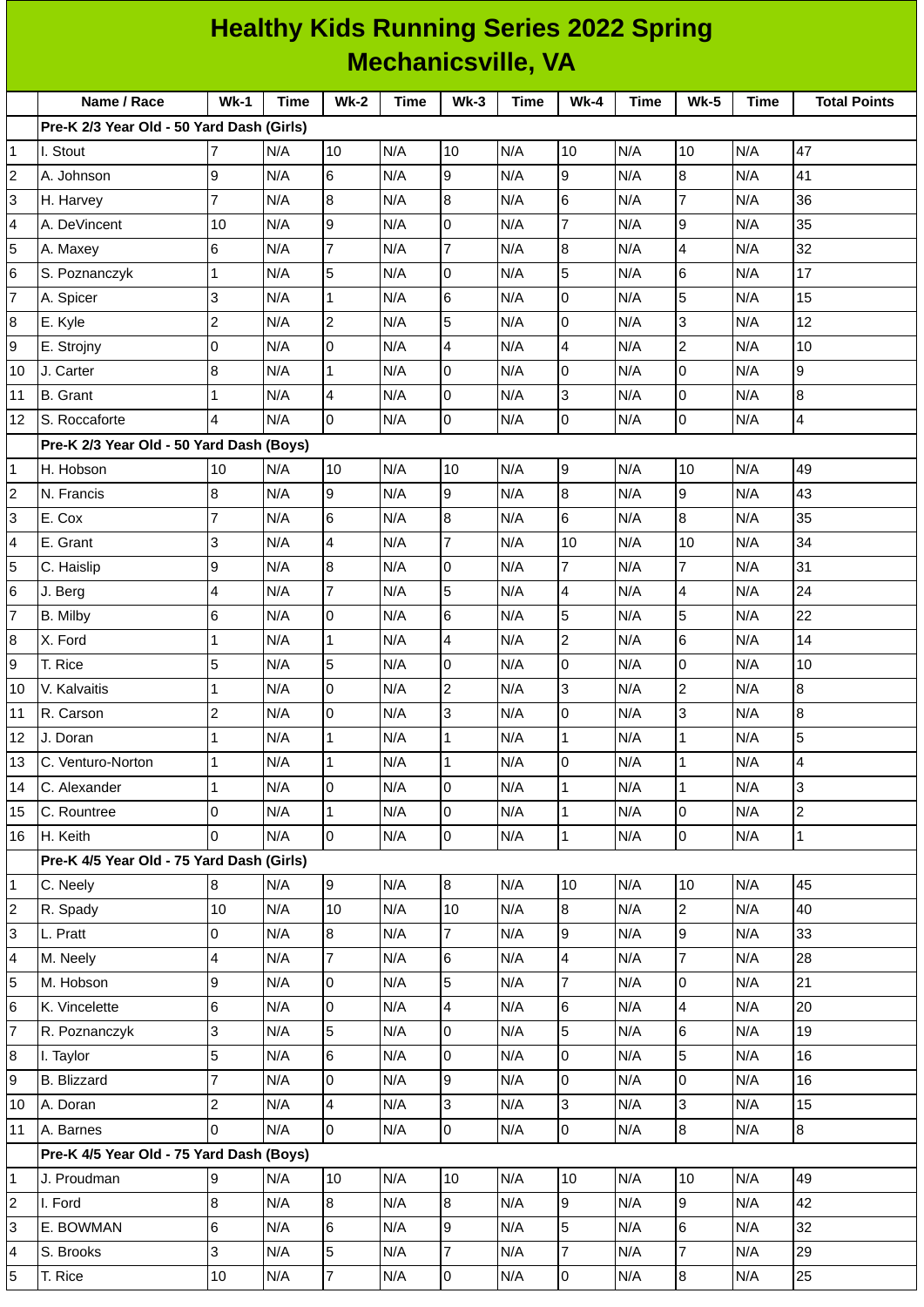# Healthy Kids Running Series 2022 Spring
## Mechanicsville, VA

| | Name / Race | Wk-1 | Time | Wk-2 | Time | Wk-3 | Time | Wk-4 | Time | Wk-5 | Time | Total Points |
|---|---|---|---|---|---|---|---|---|---|---|---|---|
| | **Pre-K 2/3 Year Old - 50 Yard Dash (Girls)** | | | | | | | | | | | |
| 1 | I. Stout | 7 | N/A | 10 | N/A | 10 | N/A | 10 | N/A | 10 | N/A | 47 |
| 2 | A. Johnson | 9 | N/A | 6 | N/A | 9 | N/A | 9 | N/A | 8 | N/A | 41 |
| 3 | H. Harvey | 7 | N/A | 8 | N/A | 8 | N/A | 6 | N/A | 7 | N/A | 36 |
| 4 | A. DeVincent | 10 | N/A | 9 | N/A | 0 | N/A | 7 | N/A | 9 | N/A | 35 |
| 5 | A. Maxey | 6 | N/A | 7 | N/A | 7 | N/A | 8 | N/A | 4 | N/A | 32 |
| 6 | S. Poznanczyk | 1 | N/A | 5 | N/A | 0 | N/A | 5 | N/A | 6 | N/A | 17 |
| 7 | A. Spicer | 3 | N/A | 1 | N/A | 6 | N/A | 0 | N/A | 5 | N/A | 15 |
| 8 | E. Kyle | 2 | N/A | 2 | N/A | 5 | N/A | 0 | N/A | 3 | N/A | 12 |
| 9 | E. Strojny | 0 | N/A | 0 | N/A | 4 | N/A | 4 | N/A | 2 | N/A | 10 |
| 10 | J. Carter | 8 | N/A | 1 | N/A | 0 | N/A | 0 | N/A | 0 | N/A | 9 |
| 11 | B. Grant | 1 | N/A | 4 | N/A | 0 | N/A | 3 | N/A | 0 | N/A | 8 |
| 12 | S. Roccaforte | 4 | N/A | 0 | N/A | 0 | N/A | 0 | N/A | 0 | N/A | 4 |
| | **Pre-K 2/3 Year Old - 50 Yard Dash (Boys)** | | | | | | | | | | | |
| 1 | H. Hobson | 10 | N/A | 10 | N/A | 10 | N/A | 9 | N/A | 10 | N/A | 49 |
| 2 | N. Francis | 8 | N/A | 9 | N/A | 9 | N/A | 8 | N/A | 9 | N/A | 43 |
| 3 | E. Cox | 7 | N/A | 6 | N/A | 8 | N/A | 6 | N/A | 8 | N/A | 35 |
| 4 | E. Grant | 3 | N/A | 4 | N/A | 7 | N/A | 10 | N/A | 10 | N/A | 34 |
| 5 | C. Haislip | 9 | N/A | 8 | N/A | 0 | N/A | 7 | N/A | 7 | N/A | 31 |
| 6 | J. Berg | 4 | N/A | 7 | N/A | 5 | N/A | 4 | N/A | 4 | N/A | 24 |
| 7 | B. Milby | 6 | N/A | 0 | N/A | 6 | N/A | 5 | N/A | 5 | N/A | 22 |
| 8 | X. Ford | 1 | N/A | 1 | N/A | 4 | N/A | 2 | N/A | 6 | N/A | 14 |
| 9 | T. Rice | 5 | N/A | 5 | N/A | 0 | N/A | 0 | N/A | 0 | N/A | 10 |
| 10 | V. Kalvaitis | 1 | N/A | 0 | N/A | 2 | N/A | 3 | N/A | 2 | N/A | 8 |
| 11 | R. Carson | 2 | N/A | 0 | N/A | 3 | N/A | 0 | N/A | 3 | N/A | 8 |
| 12 | J. Doran | 1 | N/A | 1 | N/A | 1 | N/A | 1 | N/A | 1 | N/A | 5 |
| 13 | C. Venturo-Norton | 1 | N/A | 1 | N/A | 1 | N/A | 0 | N/A | 1 | N/A | 4 |
| 14 | C. Alexander | 1 | N/A | 0 | N/A | 0 | N/A | 1 | N/A | 1 | N/A | 3 |
| 15 | C. Rountree | 0 | N/A | 1 | N/A | 0 | N/A | 1 | N/A | 0 | N/A | 2 |
| 16 | H. Keith | 0 | N/A | 0 | N/A | 0 | N/A | 1 | N/A | 0 | N/A | 1 |
| | **Pre-K 4/5 Year Old - 75 Yard Dash (Girls)** | | | | | | | | | | | |
| 1 | C. Neely | 8 | N/A | 9 | N/A | 8 | N/A | 10 | N/A | 10 | N/A | 45 |
| 2 | R. Spady | 10 | N/A | 10 | N/A | 10 | N/A | 8 | N/A | 2 | N/A | 40 |
| 3 | L. Pratt | 0 | N/A | 8 | N/A | 7 | N/A | 9 | N/A | 9 | N/A | 33 |
| 4 | M. Neely | 4 | N/A | 7 | N/A | 6 | N/A | 4 | N/A | 7 | N/A | 28 |
| 5 | M. Hobson | 9 | N/A | 0 | N/A | 5 | N/A | 7 | N/A | 0 | N/A | 21 |
| 6 | K. Vincelette | 6 | N/A | 0 | N/A | 4 | N/A | 6 | N/A | 4 | N/A | 20 |
| 7 | R. Poznanczyk | 3 | N/A | 5 | N/A | 0 | N/A | 5 | N/A | 6 | N/A | 19 |
| 8 | I. Taylor | 5 | N/A | 6 | N/A | 0 | N/A | 0 | N/A | 5 | N/A | 16 |
| 9 | B. Blizzard | 7 | N/A | 0 | N/A | 9 | N/A | 0 | N/A | 0 | N/A | 16 |
| 10 | A. Doran | 2 | N/A | 4 | N/A | 3 | N/A | 3 | N/A | 3 | N/A | 15 |
| 11 | A. Barnes | 0 | N/A | 0 | N/A | 0 | N/A | 0 | N/A | 8 | N/A | 8 |
| | **Pre-K 4/5 Year Old - 75 Yard Dash (Boys)** | | | | | | | | | | | |
| 1 | J. Proudman | 9 | N/A | 10 | N/A | 10 | N/A | 10 | N/A | 10 | N/A | 49 |
| 2 | I. Ford | 8 | N/A | 8 | N/A | 8 | N/A | 9 | N/A | 9 | N/A | 42 |
| 3 | E. BOWMAN | 6 | N/A | 6 | N/A | 9 | N/A | 5 | N/A | 6 | N/A | 32 |
| 4 | S. Brooks | 3 | N/A | 5 | N/A | 7 | N/A | 7 | N/A | 7 | N/A | 29 |
| 5 | T. Rice | 10 | N/A | 7 | N/A | 0 | N/A | 0 | N/A | 8 | N/A | 25 |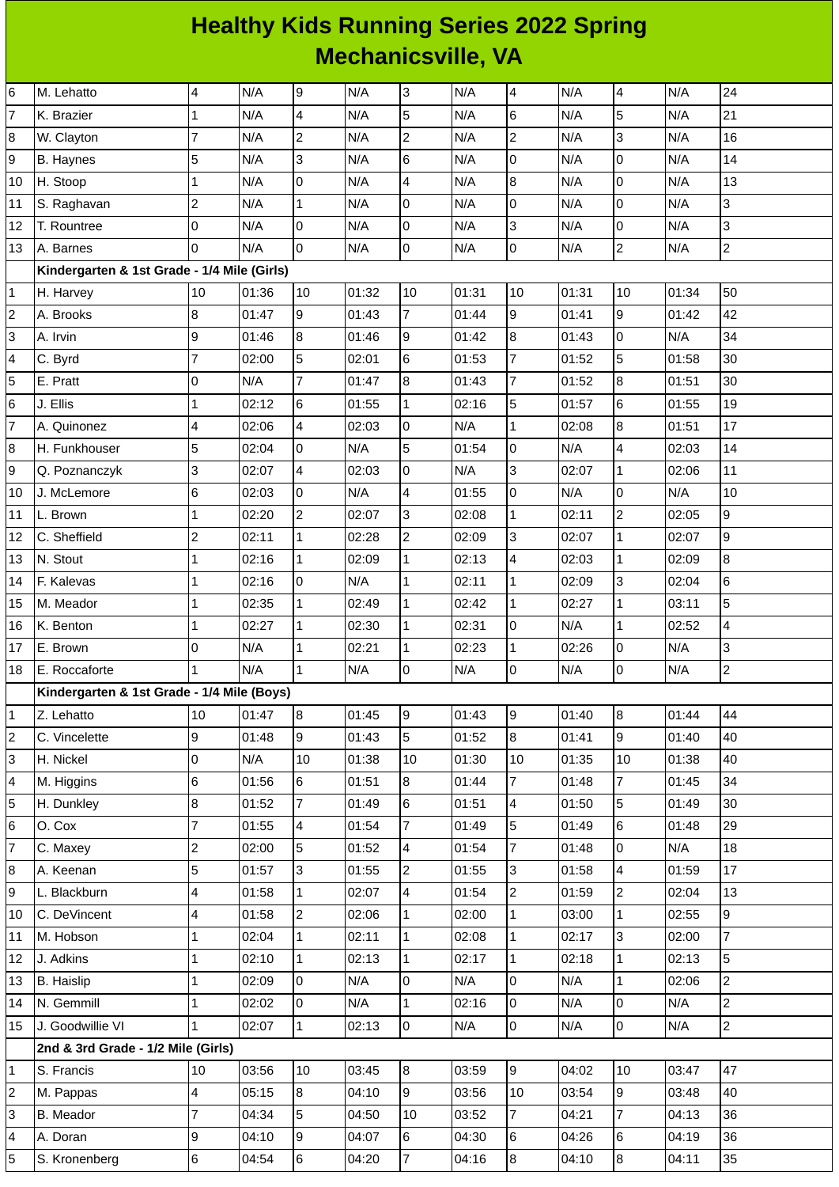# Healthy Kids Running Series 2022 Spring
## Mechanicsville, VA

| | | | | | | | | | | | | |
|---|---|---|---|---|---|---|---|---|---|---|---|---|
| 6 | M. Lehatto | 4 | N/A | 9 | N/A | 3 | N/A | 4 | N/A | 4 | N/A | 24 |
| 7 | K. Brazier | 1 | N/A | 4 | N/A | 5 | N/A | 6 | N/A | 5 | N/A | 21 |
| 8 | W. Clayton | 7 | N/A | 2 | N/A | 2 | N/A | 2 | N/A | 3 | N/A | 16 |
| 9 | B. Haynes | 5 | N/A | 3 | N/A | 6 | N/A | 0 | N/A | 0 | N/A | 14 |
| 10 | H. Stoop | 1 | N/A | 0 | N/A | 4 | N/A | 8 | N/A | 0 | N/A | 13 |
| 11 | S. Raghavan | 2 | N/A | 1 | N/A | 0 | N/A | 0 | N/A | 0 | N/A | 3 |
| 12 | T. Rountree | 0 | N/A | 0 | N/A | 0 | N/A | 3 | N/A | 0 | N/A | 3 |
| 13 | A. Barnes | 0 | N/A | 0 | N/A | 0 | N/A | 0 | N/A | 2 | N/A | 2 |
| | **Kindergarten & 1st Grade - 1/4 Mile (Girls)** | | | | | | | | | | | |
| 1 | H. Harvey | 10 | 01:36 | 10 | 01:32 | 10 | 01:31 | 10 | 01:31 | 10 | 01:34 | 50 |
| 2 | A. Brooks | 8 | 01:47 | 9 | 01:43 | 7 | 01:44 | 9 | 01:41 | 9 | 01:42 | 42 |
| 3 | A. Irvin | 9 | 01:46 | 8 | 01:46 | 9 | 01:42 | 8 | 01:43 | 0 | N/A | 34 |
| 4 | C. Byrd | 7 | 02:00 | 5 | 02:01 | 6 | 01:53 | 7 | 01:52 | 5 | 01:58 | 30 |
| 5 | E. Pratt | 0 | N/A | 7 | 01:47 | 8 | 01:43 | 7 | 01:52 | 8 | 01:51 | 30 |
| 6 | J. Ellis | 1 | 02:12 | 6 | 01:55 | 1 | 02:16 | 5 | 01:57 | 6 | 01:55 | 19 |
| 7 | A. Quinonez | 4 | 02:06 | 4 | 02:03 | 0 | N/A | 1 | 02:08 | 8 | 01:51 | 17 |
| 8 | H. Funkhouser | 5 | 02:04 | 0 | N/A | 5 | 01:54 | 0 | N/A | 4 | 02:03 | 14 |
| 9 | Q. Poznanczyk | 3 | 02:07 | 4 | 02:03 | 0 | N/A | 3 | 02:07 | 1 | 02:06 | 11 |
| 10 | J. McLemore | 6 | 02:03 | 0 | N/A | 4 | 01:55 | 0 | N/A | 0 | N/A | 10 |
| 11 | L. Brown | 1 | 02:20 | 2 | 02:07 | 3 | 02:08 | 1 | 02:11 | 2 | 02:05 | 9 |
| 12 | C. Sheffield | 2 | 02:11 | 1 | 02:28 | 2 | 02:09 | 3 | 02:07 | 1 | 02:07 | 9 |
| 13 | N. Stout | 1 | 02:16 | 1 | 02:09 | 1 | 02:13 | 4 | 02:03 | 1 | 02:09 | 8 |
| 14 | F. Kalevas | 1 | 02:16 | 0 | N/A | 1 | 02:11 | 1 | 02:09 | 3 | 02:04 | 6 |
| 15 | M. Meador | 1 | 02:35 | 1 | 02:49 | 1 | 02:42 | 1 | 02:27 | 1 | 03:11 | 5 |
| 16 | K. Benton | 1 | 02:27 | 1 | 02:30 | 1 | 02:31 | 0 | N/A | 1 | 02:52 | 4 |
| 17 | E. Brown | 0 | N/A | 1 | 02:21 | 1 | 02:23 | 1 | 02:26 | 0 | N/A | 3 |
| 18 | E. Roccaforte | 1 | N/A | 1 | N/A | 0 | N/A | 0 | N/A | 0 | N/A | 2 |
| | **Kindergarten & 1st Grade - 1/4 Mile (Boys)** | | | | | | | | | | | |
| 1 | Z. Lehatto | 10 | 01:47 | 8 | 01:45 | 9 | 01:43 | 9 | 01:40 | 8 | 01:44 | 44 |
| 2 | C. Vincelette | 9 | 01:48 | 9 | 01:43 | 5 | 01:52 | 8 | 01:41 | 9 | 01:40 | 40 |
| 3 | H. Nickel | 0 | N/A | 10 | 01:38 | 10 | 01:30 | 10 | 01:35 | 10 | 01:38 | 40 |
| 4 | M. Higgins | 6 | 01:56 | 6 | 01:51 | 8 | 01:44 | 7 | 01:48 | 7 | 01:45 | 34 |
| 5 | H. Dunkley | 8 | 01:52 | 7 | 01:49 | 6 | 01:51 | 4 | 01:50 | 5 | 01:49 | 30 |
| 6 | O. Cox | 7 | 01:55 | 4 | 01:54 | 7 | 01:49 | 5 | 01:49 | 6 | 01:48 | 29 |
| 7 | C. Maxey | 2 | 02:00 | 5 | 01:52 | 4 | 01:54 | 7 | 01:48 | 0 | N/A | 18 |
| 8 | A. Keenan | 5 | 01:57 | 3 | 01:55 | 2 | 01:55 | 3 | 01:58 | 4 | 01:59 | 17 |
| 9 | L. Blackburn | 4 | 01:58 | 1 | 02:07 | 4 | 01:54 | 2 | 01:59 | 2 | 02:04 | 13 |
| 10 | C. DeVincent | 4 | 01:58 | 2 | 02:06 | 1 | 02:00 | 1 | 03:00 | 1 | 02:55 | 9 |
| 11 | M. Hobson | 1 | 02:04 | 1 | 02:11 | 1 | 02:08 | 1 | 02:17 | 3 | 02:00 | 7 |
| 12 | J. Adkins | 1 | 02:10 | 1 | 02:13 | 1 | 02:17 | 1 | 02:18 | 1 | 02:13 | 5 |
| 13 | B. Haislip | 1 | 02:09 | 0 | N/A | 0 | N/A | 0 | N/A | 1 | 02:06 | 2 |
| 14 | N. Gemmill | 1 | 02:02 | 0 | N/A | 1 | 02:16 | 0 | N/A | 0 | N/A | 2 |
| 15 | J. Goodwillie VI | 1 | 02:07 | 1 | 02:13 | 0 | N/A | 0 | N/A | 0 | N/A | 2 |
| | **2nd & 3rd Grade - 1/2 Mile (Girls)** | | | | | | | | | | | |
| 1 | S. Francis | 10 | 03:56 | 10 | 03:45 | 8 | 03:59 | 9 | 04:02 | 10 | 03:47 | 47 |
| 2 | M. Pappas | 4 | 05:15 | 8 | 04:10 | 9 | 03:56 | 10 | 03:54 | 9 | 03:48 | 40 |
| 3 | B. Meador | 7 | 04:34 | 5 | 04:50 | 10 | 03:52 | 7 | 04:21 | 7 | 04:13 | 36 |
| 4 | A. Doran | 9 | 04:10 | 9 | 04:07 | 6 | 04:30 | 6 | 04:26 | 6 | 04:19 | 36 |
| 5 | S. Kronenberg | 6 | 04:54 | 6 | 04:20 | 7 | 04:16 | 8 | 04:10 | 8 | 04:11 | 35 |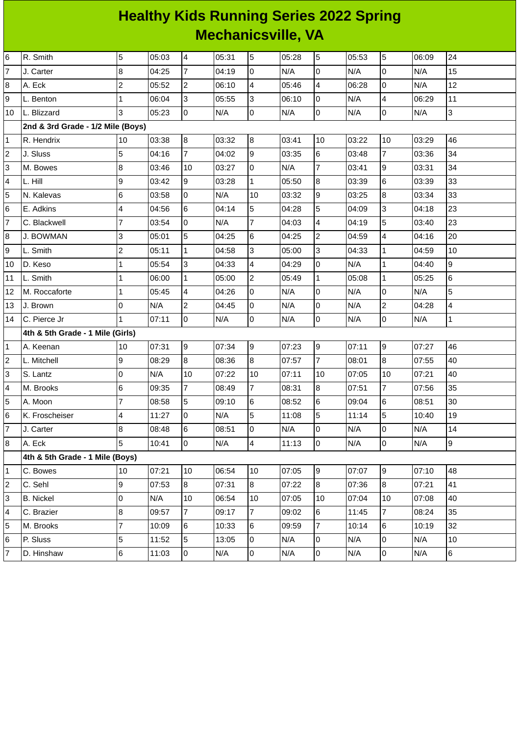# Healthy Kids Running Series 2022 Spring
## Mechanicsville, VA

| | | | | | | | | | | | | |
|---|---|---|---|---|---|---|---|---|---|---|---|---|
| 6 | R. Smith | 5 | 05:03 | 4 | 05:31 | 5 | 05:28 | 5 | 05:53 | 5 | 06:09 | 24 |
| 7 | J. Carter | 8 | 04:25 | 7 | 04:19 | 0 | N/A | 0 | N/A | 0 | N/A | 15 |
| 8 | A. Eck | 2 | 05:52 | 2 | 06:10 | 4 | 05:46 | 4 | 06:28 | 0 | N/A | 12 |
| 9 | L. Benton | 1 | 06:04 | 3 | 05:55 | 3 | 06:10 | 0 | N/A | 4 | 06:29 | 11 |
| 10 | L. Blizzard | 3 | 05:23 | 0 | N/A | 0 | N/A | 0 | N/A | 0 | N/A | 3 |
| | **2nd & 3rd Grade - 1/2 Mile (Boys)** | | | | | | | | | | | |
| 1 | R. Hendrix | 10 | 03:38 | 8 | 03:32 | 8 | 03:41 | 10 | 03:22 | 10 | 03:29 | 46 |
| 2 | J. Sluss | 5 | 04:16 | 7 | 04:02 | 9 | 03:35 | 6 | 03:48 | 7 | 03:36 | 34 |
| 3 | M. Bowes | 8 | 03:46 | 10 | 03:27 | 0 | N/A | 7 | 03:41 | 9 | 03:31 | 34 |
| 4 | L. Hill | 9 | 03:42 | 9 | 03:28 | 1 | 05:50 | 8 | 03:39 | 6 | 03:39 | 33 |
| 5 | N. Kalevas | 6 | 03:58 | 0 | N/A | 10 | 03:32 | 9 | 03:25 | 8 | 03:34 | 33 |
| 6 | E. Adkins | 4 | 04:56 | 6 | 04:14 | 5 | 04:28 | 5 | 04:09 | 3 | 04:18 | 23 |
| 7 | C. Blackwell | 7 | 03:54 | 0 | N/A | 7 | 04:03 | 4 | 04:19 | 5 | 03:40 | 23 |
| 8 | J. BOWMAN | 3 | 05:01 | 5 | 04:25 | 6 | 04:25 | 2 | 04:59 | 4 | 04:16 | 20 |
| 9 | L. Smith | 2 | 05:11 | 1 | 04:58 | 3 | 05:00 | 3 | 04:33 | 1 | 04:59 | 10 |
| 10 | D. Keso | 1 | 05:54 | 3 | 04:33 | 4 | 04:29 | 0 | N/A | 1 | 04:40 | 9 |
| 11 | L. Smith | 1 | 06:00 | 1 | 05:00 | 2 | 05:49 | 1 | 05:08 | 1 | 05:25 | 6 |
| 12 | M. Roccaforte | 1 | 05:45 | 4 | 04:26 | 0 | N/A | 0 | N/A | 0 | N/A | 5 |
| 13 | J. Brown | 0 | N/A | 2 | 04:45 | 0 | N/A | 0 | N/A | 2 | 04:28 | 4 |
| 14 | C. Pierce Jr | 1 | 07:11 | 0 | N/A | 0 | N/A | 0 | N/A | 0 | N/A | 1 |
| | **4th & 5th Grade - 1 Mile (Girls)** | | | | | | | | | | | |
| 1 | A. Keenan | 10 | 07:31 | 9 | 07:34 | 9 | 07:23 | 9 | 07:11 | 9 | 07:27 | 46 |
| 2 | L. Mitchell | 9 | 08:29 | 8 | 08:36 | 8 | 07:57 | 7 | 08:01 | 8 | 07:55 | 40 |
| 3 | S. Lantz | 0 | N/A | 10 | 07:22 | 10 | 07:11 | 10 | 07:05 | 10 | 07:21 | 40 |
| 4 | M. Brooks | 6 | 09:35 | 7 | 08:49 | 7 | 08:31 | 8 | 07:51 | 7 | 07:56 | 35 |
| 5 | A. Moon | 7 | 08:58 | 5 | 09:10 | 6 | 08:52 | 6 | 09:04 | 6 | 08:51 | 30 |
| 6 | K. Froscheiser | 4 | 11:27 | 0 | N/A | 5 | 11:08 | 5 | 11:14 | 5 | 10:40 | 19 |
| 7 | J. Carter | 8 | 08:48 | 6 | 08:51 | 0 | N/A | 0 | N/A | 0 | N/A | 14 |
| 8 | A. Eck | 5 | 10:41 | 0 | N/A | 4 | 11:13 | 0 | N/A | 0 | N/A | 9 |
| | **4th & 5th Grade - 1 Mile (Boys)** | | | | | | | | | | | |
| 1 | C. Bowes | 10 | 07:21 | 10 | 06:54 | 10 | 07:05 | 9 | 07:07 | 9 | 07:10 | 48 |
| 2 | C. Sehl | 9 | 07:53 | 8 | 07:31 | 8 | 07:22 | 8 | 07:36 | 8 | 07:21 | 41 |
| 3 | B. Nickel | 0 | N/A | 10 | 06:54 | 10 | 07:05 | 10 | 07:04 | 10 | 07:08 | 40 |
| 4 | C. Brazier | 8 | 09:57 | 7 | 09:17 | 7 | 09:02 | 6 | 11:45 | 7 | 08:24 | 35 |
| 5 | M. Brooks | 7 | 10:09 | 6 | 10:33 | 6 | 09:59 | 7 | 10:14 | 6 | 10:19 | 32 |
| 6 | P. Sluss | 5 | 11:52 | 5 | 13:05 | 0 | N/A | 0 | N/A | 0 | N/A | 10 |
| 7 | D. Hinshaw | 6 | 11:03 | 0 | N/A | 0 | N/A | 0 | N/A | 0 | N/A | 6 |